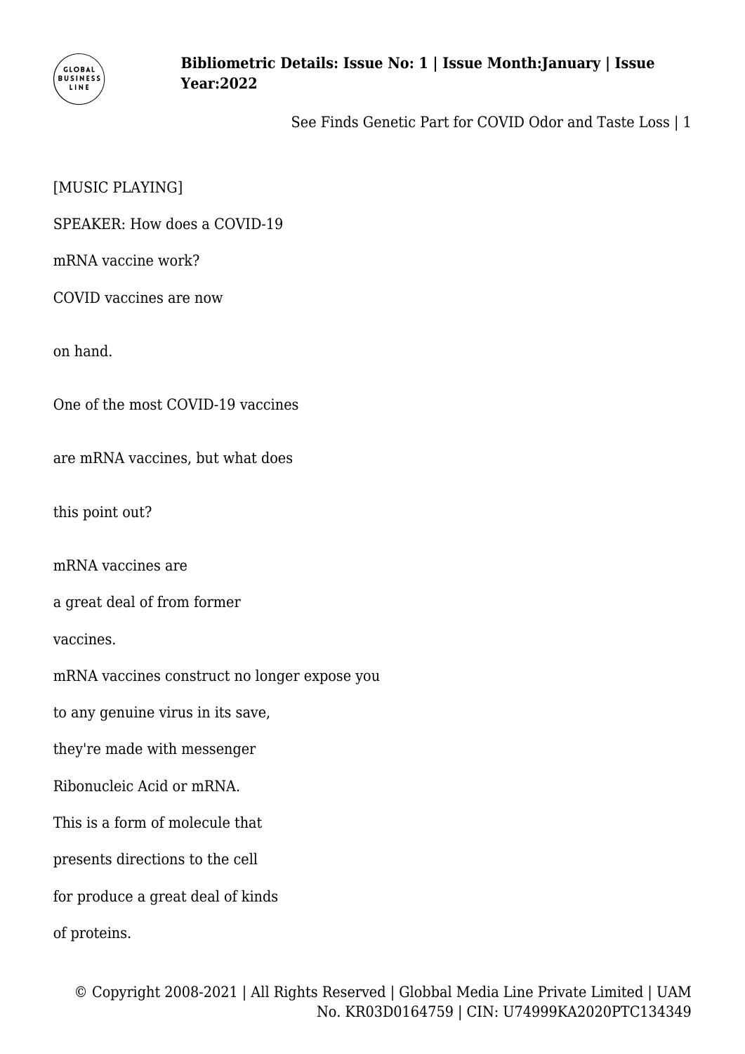[MUSIC PLAYING]

SPEAKER: How does a COVID-19

mRNA vaccine work?

COVID vaccines are now

on hand.

One of the most COVID-19 vaccines

are mRNA vaccines, but what does

this point out?

mRNA vaccines are

a great deal of from former

vaccines.

mRNA vaccines construct no longer expose you

to any genuine virus in its save,

they're made with messenger

Ribonucleic Acid or mRNA.

This is a form of molecule that

presents directions to the cell

for produce a great deal of kinds

of proteins.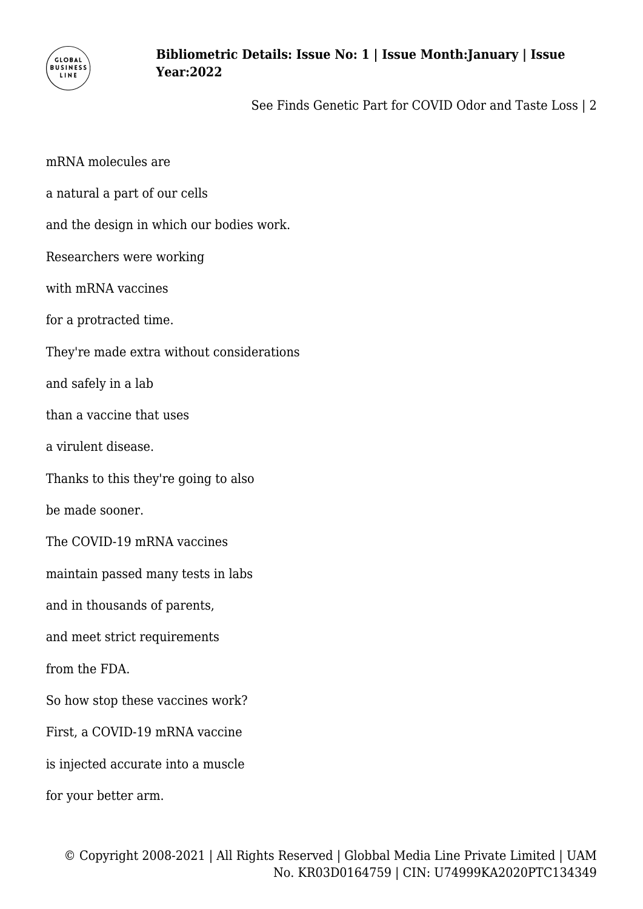mRNA molecules are

a natural a part of our cells

and the design in which our bodies work.

Researchers were working

with mRNA vaccines

for a protracted time.

They're made extra without considerations

and safely in a lab

than a vaccine that uses

a virulent disease.

Thanks to this they're going to also

be made sooner.

The COVID-19 mRNA vaccines

maintain passed many tests in labs

and in thousands of parents,

and meet strict requirements

from the FDA.

So how stop these vaccines work?

First, a COVID-19 mRNA vaccine

is injected accurate into a muscle

for your better arm.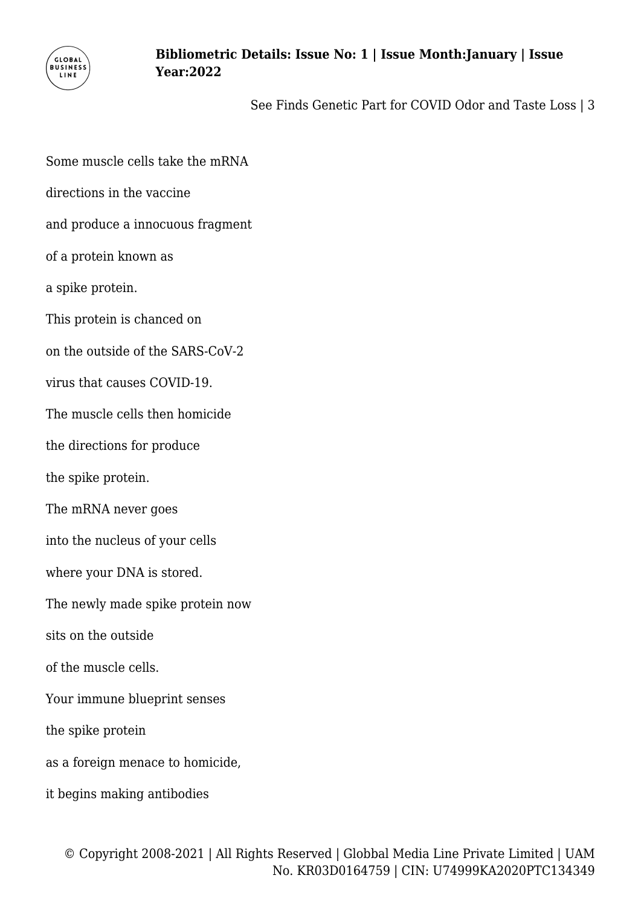Some muscle cells take the mRNA

directions in the vaccine

and produce a innocuous fragment

of a protein known as

a spike protein.

This protein is chanced on

on the outside of the SARS-CoV-2

virus that causes COVID-19.

The muscle cells then homicide

the directions for produce

the spike protein.

The mRNA never goes

into the nucleus of your cells

where your DNA is stored.

The newly made spike protein now

sits on the outside

of the muscle cells.

Your immune blueprint senses

the spike protein

as a foreign menace to homicide,

it begins making antibodies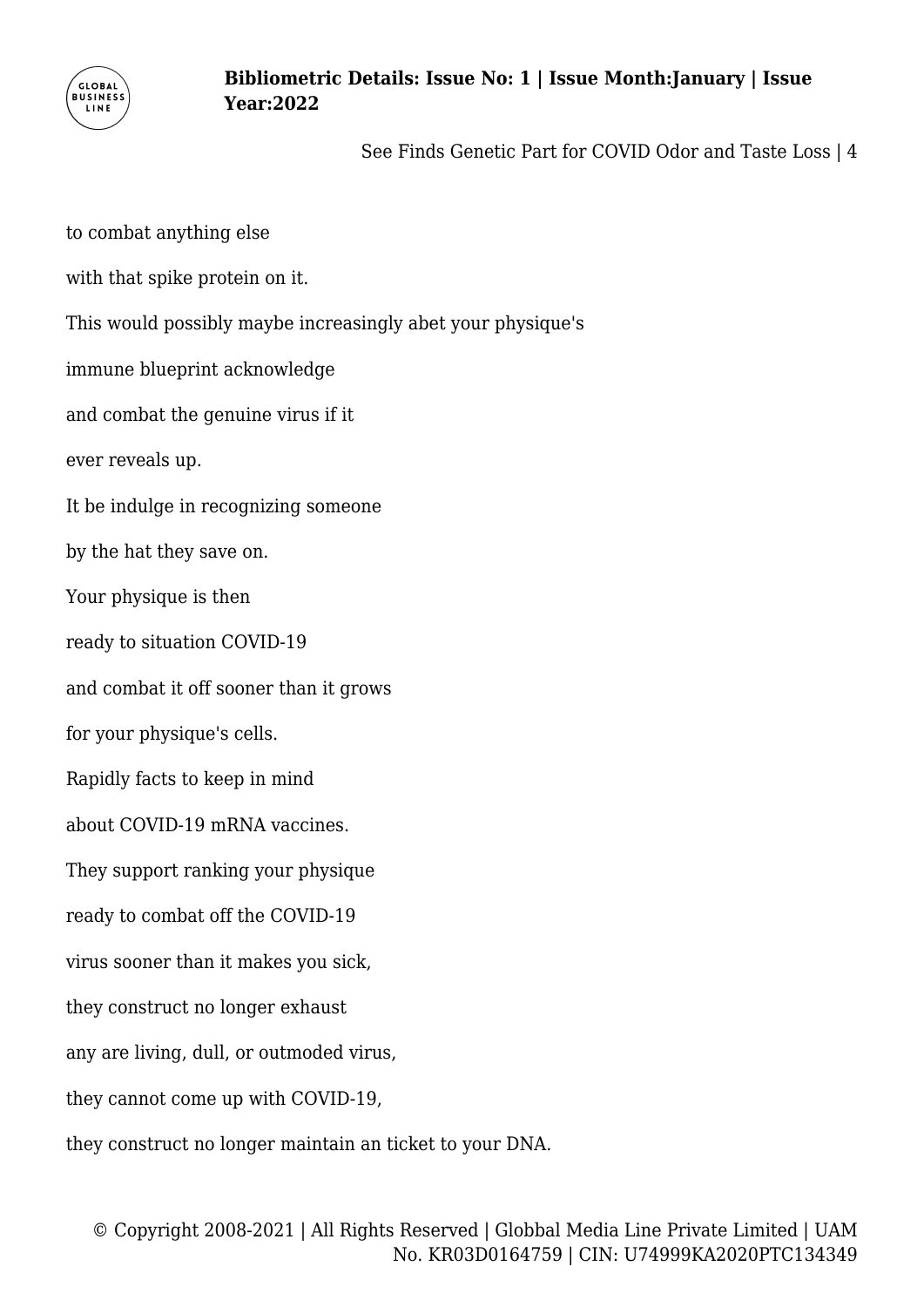to combat anything else

with that spike protein on it.

This would possibly maybe increasingly abet your physique's

immune blueprint acknowledge

and combat the genuine virus if it

ever reveals up.

It be indulge in recognizing someone

by the hat they save on.

Your physique is then

ready to situation COVID-19

and combat it off sooner than it grows

for your physique's cells.

Rapidly facts to keep in mind

about COVID-19 mRNA vaccines.

They support ranking your physique

ready to combat off the COVID-19

virus sooner than it makes you sick,

they construct no longer exhaust

any are living, dull, or outmoded virus,

they cannot come up with COVID-19,

they construct no longer maintain an ticket to your DNA.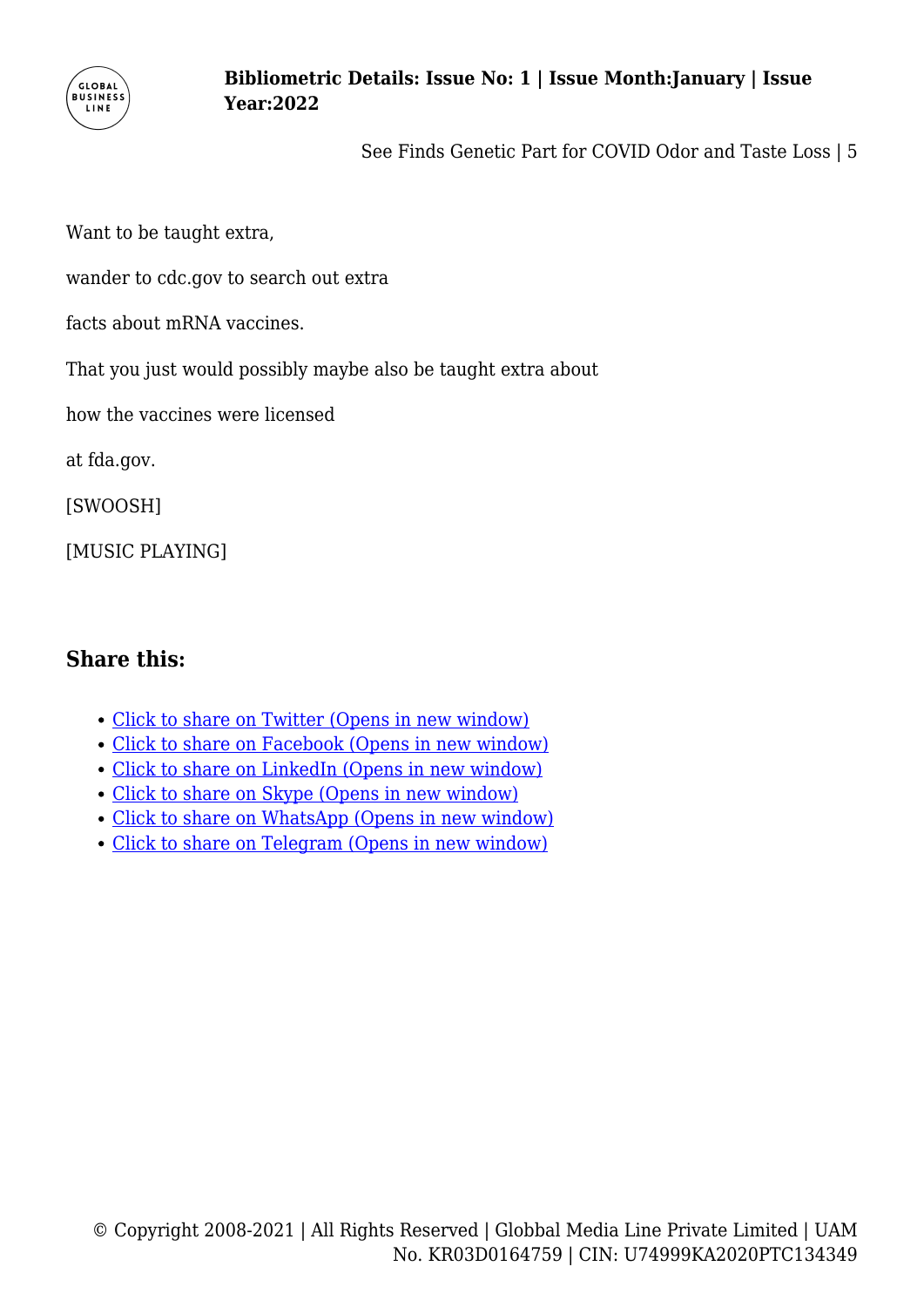Want to be taught extra,

wander to cdc.gov to search out extra

facts about mRNA vaccines.

That you just would possibly maybe also be taught extra about

how the vaccines were licensed

at fda.gov.

[SWOOSH]

[MUSIC PLAYING]

## Share this:

- Click to share on Twitter (Opens in new window)
- Click to share on Facebook (Opens in new window)
- Click to share on LinkedIn (Opens in new window)
- Click to share on Skype (Opens in new window)
- Click to share on WhatsApp (Opens in new window)
- Click to share on Telegram (Opens in new window)